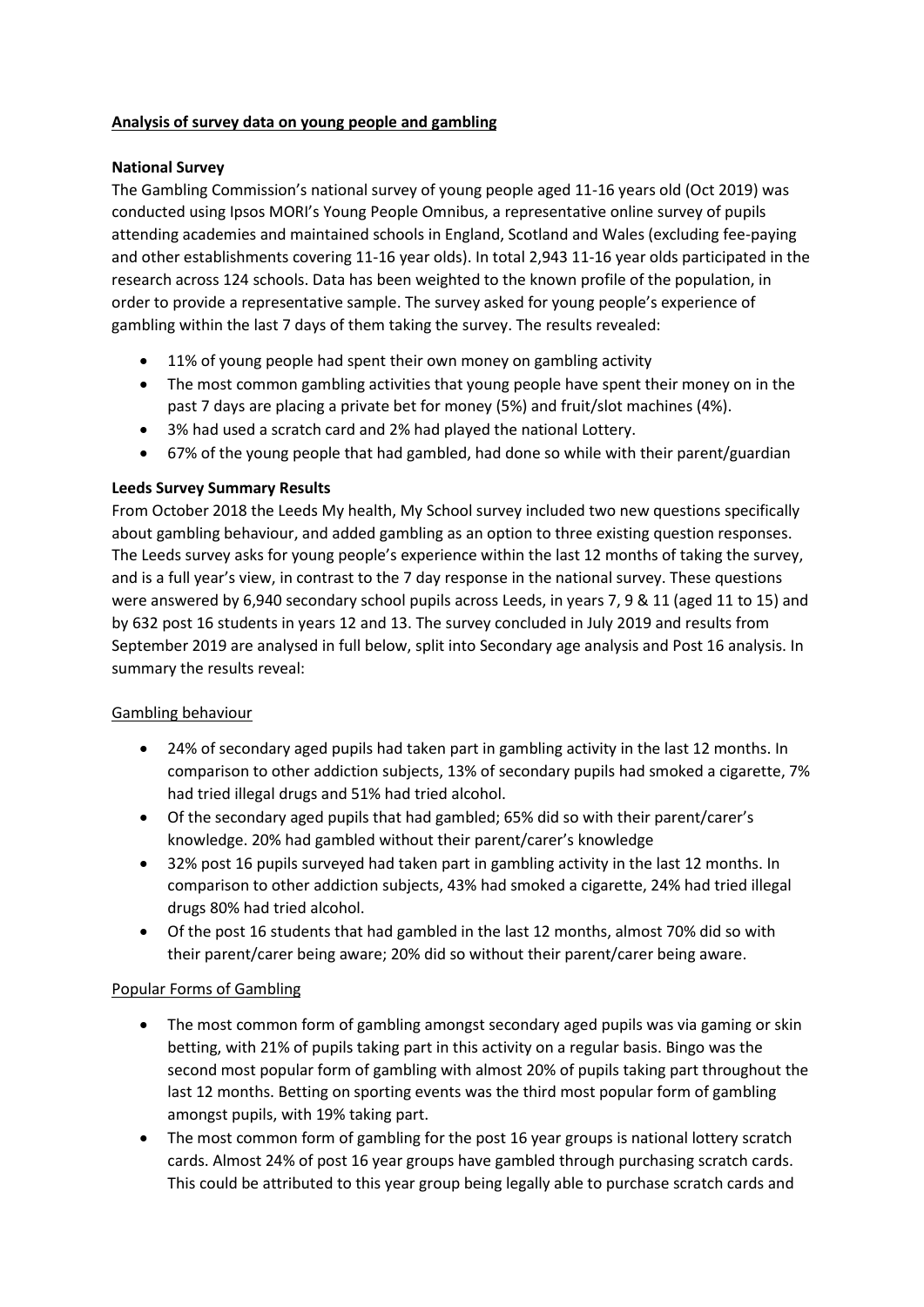# Analysis of survey data on young people and gambling

## National Survey

The Gambling Commission's national survey of young people aged 11-16 years old (Oct 2019) was conducted using Ipsos MORI's Young People Omnibus, a representative online survey of pupils attending academies and maintained schools in England, Scotland and Wales (excluding fee-paying and other establishments covering 11-16 year olds). In total 2,943 11-16 year olds participated in the research across 124 schools. Data has been weighted to the known profile of the population, in order to provide a representative sample. The survey asked for young people's experience of gambling within the last 7 days of them taking the survey. The results revealed:

- 11% of young people had spent their own money on gambling activity
- The most common gambling activities that young people have spent their money on in the past 7 days are placing a private bet for money (5%) and fruit/slot machines (4%).
- 3% had used a scratch card and 2% had played the national Lottery.
- 67% of the young people that had gambled, had done so while with their parent/guardian

## Leeds Survey Summary Results

From October 2018 the Leeds My health, My School survey included two new questions specifically about gambling behaviour, and added gambling as an option to three existing question responses. The Leeds survey asks for young people's experience within the last 12 months of taking the survey, and is a full year's view, in contrast to the 7 day response in the national survey. These questions were answered by 6,940 secondary school pupils across Leeds, in years 7, 9 & 11 (aged 11 to 15) and by 632 post 16 students in years 12 and 13. The survey concluded in July 2019 and results from September 2019 are analysed in full below, split into Secondary age analysis and Post 16 analysis. In summary the results reveal:

### Gambling behaviour

- 24% of secondary aged pupils had taken part in gambling activity in the last 12 months. In comparison to other addiction subjects, 13% of secondary pupils had smoked a cigarette, 7% had tried illegal drugs and 51% had tried alcohol.
- Of the secondary aged pupils that had gambled; 65% did so with their parent/carer's knowledge. 20% had gambled without their parent/carer's knowledge
- 32% post 16 pupils surveyed had taken part in gambling activity in the last 12 months. In comparison to other addiction subjects, 43% had smoked a cigarette, 24% had tried illegal drugs 80% had tried alcohol.
- Of the post 16 students that had gambled in the last 12 months, almost 70% did so with their parent/carer being aware; 20% did so without their parent/carer being aware.

### Popular Forms of Gambling

- The most common form of gambling amongst secondary aged pupils was via gaming or skin betting, with 21% of pupils taking part in this activity on a regular basis. Bingo was the second most popular form of gambling with almost 20% of pupils taking part throughout the last 12 months. Betting on sporting events was the third most popular form of gambling amongst pupils, with 19% taking part.
- The most common form of gambling for the post 16 year groups is national lottery scratch cards. Almost 24% of post 16 year groups have gambled through purchasing scratch cards. This could be attributed to this year group being legally able to purchase scratch cards and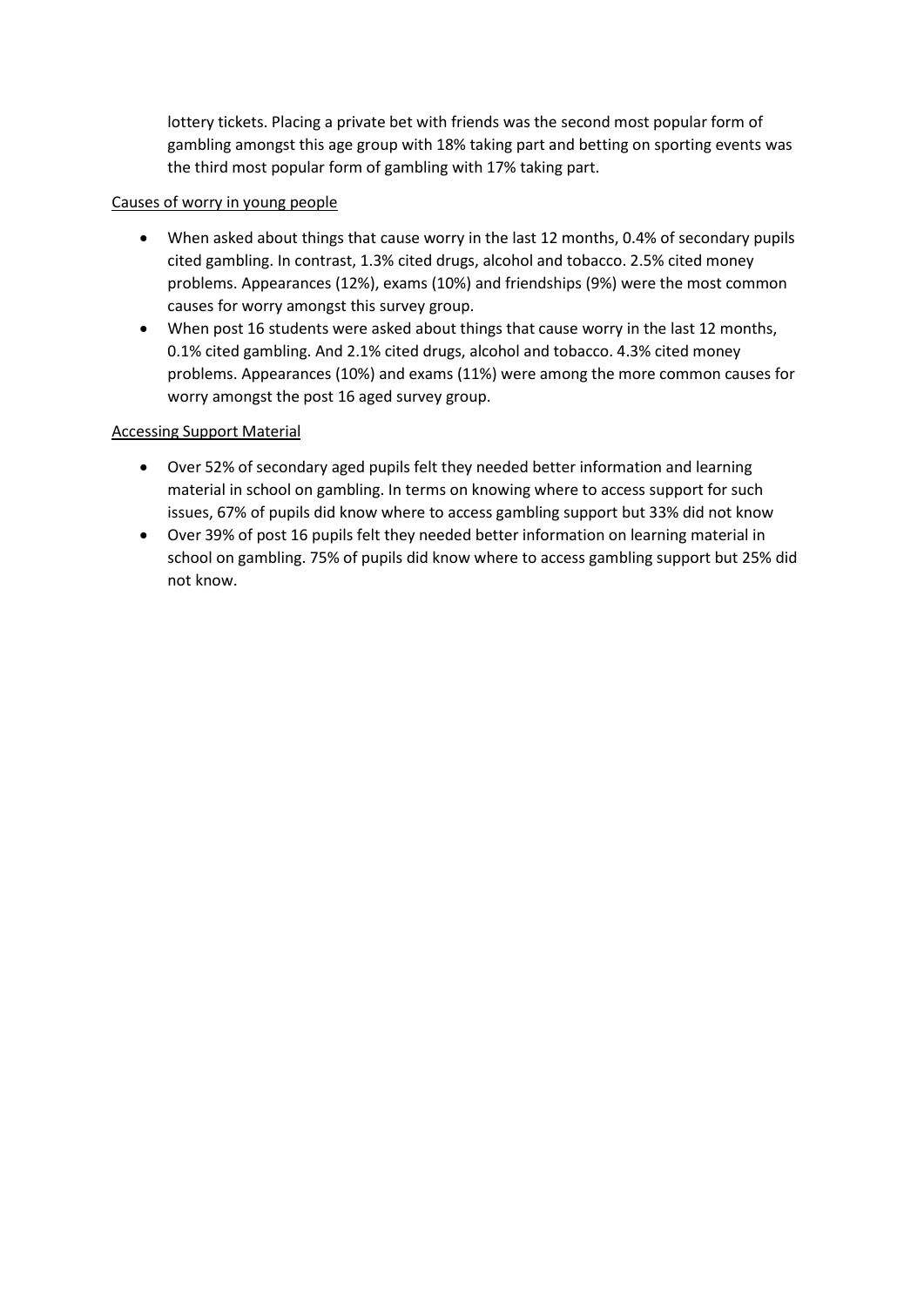lottery tickets. Placing a private bet with friends was the second most popular form of gambling amongst this age group with 18% taking part and betting on sporting events was the third most popular form of gambling with 17% taking part.

<u>Causes of worry in young people</u>

- When asked about things that cause worry in the last 12 months, 0.4% of secondary pupils cited gambling. In contrast, 1.3% cited drugs, alcohol and tobacco. 2.5% cited money problems. Appearances (12%), exams (10%) and friendships (9%) were the most common causes for worry amongst this survey group.
- When post 16 students were asked about things that cause worry in the last 12 months, 0.1% cited gambling. And 2.1% cited drugs, alcohol and tobacco. 4.3% cited money problems. Appearances (10%) and exams (11%) were among the more common causes for worry amongst the post 16 aged survey group.

<u>Accessing Support Material</u>

- Over 52% of secondary aged pupils felt they needed better information and learning material in school on gambling. In terms on knowing where to access support for such issues, 67% of pupils did know where to access gambling support but 33% did not know
- Over 39% of post 16 pupils felt they needed better information on learning material in school on gambling. 75% of pupils did know where to access gambling support but 25% did not know.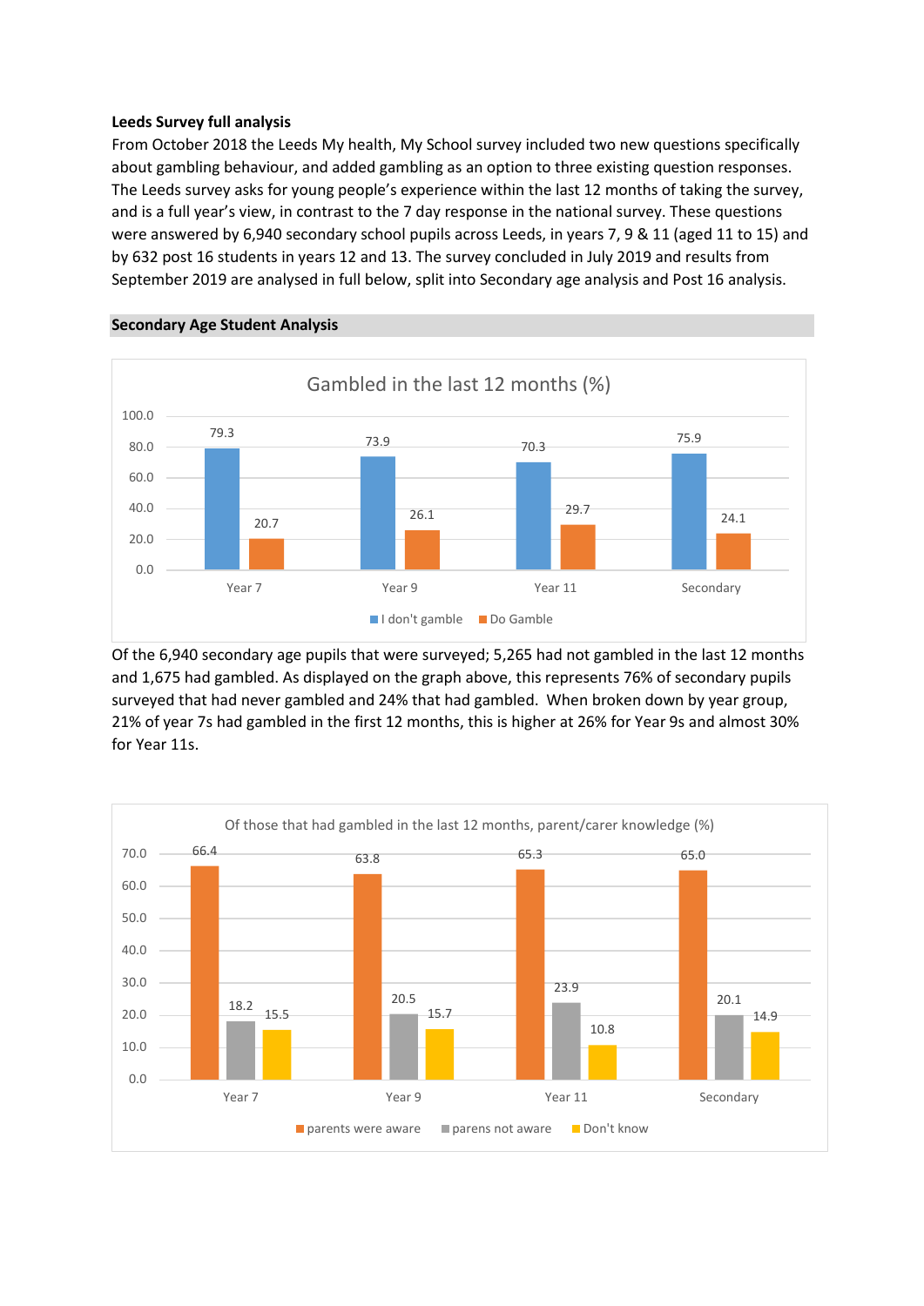**Leeds Survey full analysis**

From October 2018 the Leeds My health, My School survey included two new questions specifically about gambling behaviour, and added gambling as an option to three existing question responses. The Leeds survey asks for young people's experience within the last 12 months of taking the survey, and is a full year's view, in contrast to the 7 day response in the national survey. These questions were answered by 6,940 secondary school pupils across Leeds, in years 7, 9 & 11 (aged 11 to 15) and by 632 post 16 students in years 12 and 13. The survey concluded in July 2019 and results from September 2019 are analysed in full below, split into Secondary age analysis and Post 16 analysis.

## Secondary Age Student Analysis

Gambled in the last 12 months (%)

| | I don't gamble | Do Gamble |
|---|---|---|
| Year 7 | 79.3 | 20.7 |
| Year 9 | 73.9 | 26.1 |
| Year 11 | 70.3 | 29.7 |
| Secondary | 75.9 | 24.1 |

Of the 6,940 secondary age pupils that were surveyed; 5,265 had not gambled in the last 12 months and 1,675 had gambled. As displayed on the graph above, this represents 76% of secondary pupils surveyed that had never gambled and 24% that had gambled. When broken down by year group, 21% of year 7s had gambled in the first 12 months, this is higher at 26% for Year 9s and almost 30% for Year 11s.

Of those that had gambled in the last 12 months, parent/carer knowledge (%)

| | parents were aware | parens not aware | Don't know |
|---|---|---|---|
| Year 7 | 66.4 | 18.2 | 15.5 |
| Year 9 | 63.8 | 20.5 | 15.7 |
| Year 11 | 65.3 | 23.9 | 10.8 |
| Secondary | 65.0 | 20.1 | 14.9 |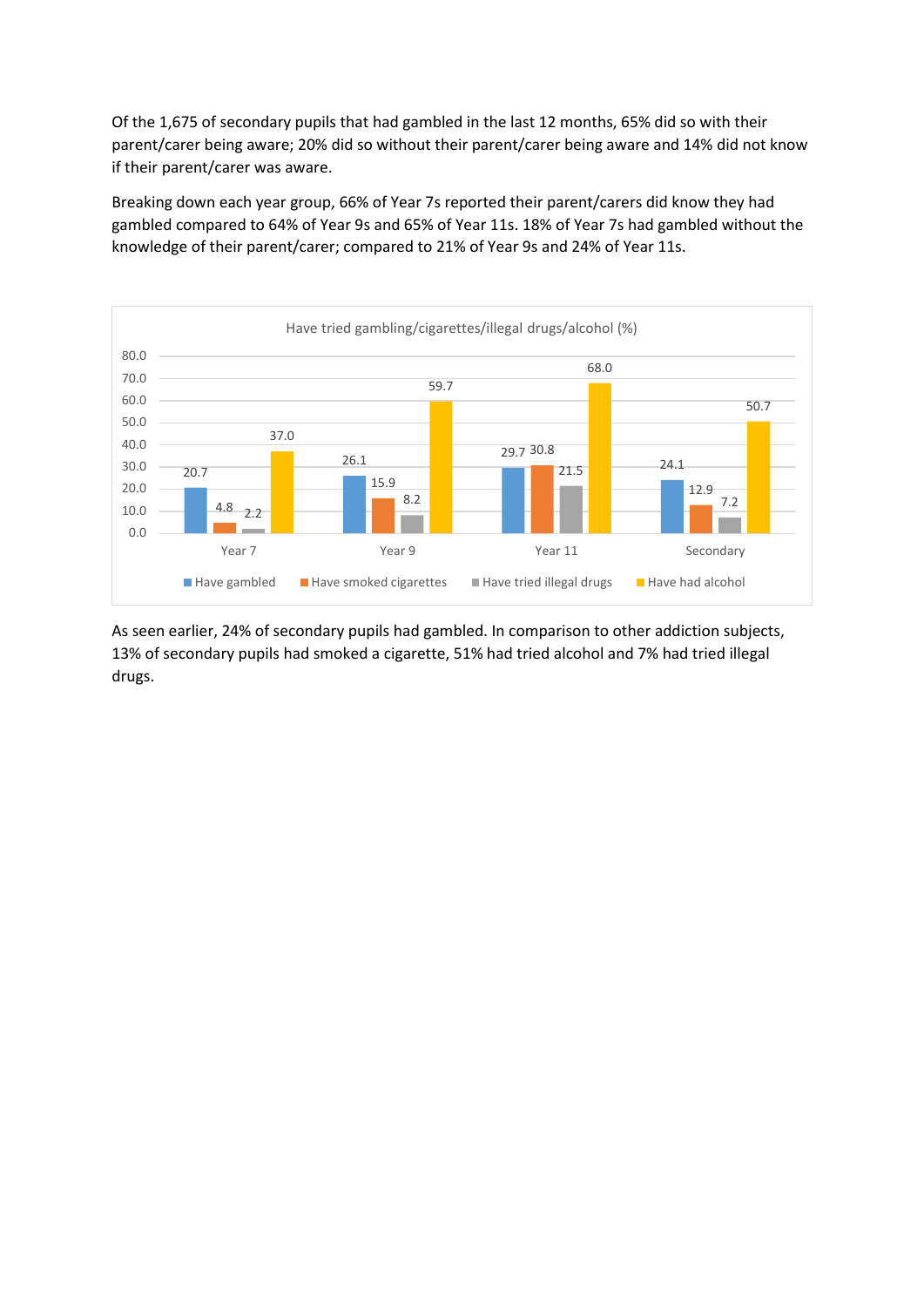Of the 1,675 of secondary pupils that had gambled in the last 12 months, 65% did so with their parent/carer being aware; 20% did so without their parent/carer being aware and 14% did not know if their parent/carer was aware.

Breaking down each year group, 66% of Year 7s reported their parent/carers did know they had gambled compared to 64% of Year 9s and 65% of Year 11s. 18% of Year 7s had gambled without the knowledge of their parent/carer; compared to 21% of Year 9s and 24% of Year 11s.

Have tried gambling/cigarettes/illegal drugs/alcohol (%)

| | Have gambled | Have smoked cigarettes | Have tried illegal drugs | Have had alcohol |
|---|---|---|---|---|
| Year 7 | 20.7 | 4.8 | 2.2 | 37.0 |
| Year 9 | 26.1 | 15.9 | 8.2 | 59.7 |
| Year 11 | 29.7 | 30.8 | 21.5 | 68.0 |
| Secondary | 24.1 | 12.9 | 7.2 | 50.7 |

As seen earlier, 24% of secondary pupils had gambled. In comparison to other addiction subjects, 13% of secondary pupils had smoked a cigarette, 51% had tried alcohol and 7% had tried illegal drugs.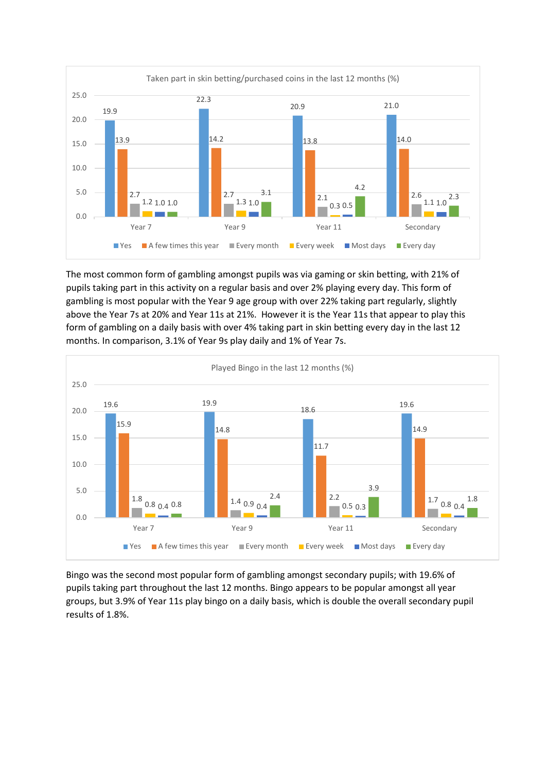**Taken part in skin betting/purchased coins in the last 12 months (%)**

| | Yes | A few times this year | Every month | Every week | Most days | Every day |
|---|---|---|---|---|---|---|
| Year 7 | 19.9 | 13.9 | 2.7 | 1.2 | 1.0 | 1.0 |
| Year 9 | 22.3 | 14.2 | 2.7 | 1.3 | 1.0 | 3.1 |
| Year 11 | 20.9 | 13.8 | 2.1 | 0.3 | 0.5 | 4.2 |
| Secondary | 21.0 | 14.0 | 2.6 | 1.1 | 1.0 | 2.3 |

The most common form of gambling amongst pupils was via gaming or skin betting, with 21% of pupils taking part in this activity on a regular basis and over 2% playing every day. This form of gambling is most popular with the Year 9 age group with over 22% taking part regularly, slightly above the Year 7s at 20% and Year 11s at 21%. However it is the Year 11s that appear to play this form of gambling on a daily basis with over 4% taking part in skin betting every day in the last 12 months. In comparison, 3.1% of Year 9s play daily and 1% of Year 7s.

**Played Bingo in the last 12 months (%)**

| | Yes | A few times this year | Every month | Every week | Most days | Every day |
|---|---|---|---|---|---|---|
| Year 7 | 19.6 | 15.9 | 1.8 | 0.8 | 0.4 | 0.8 |
| Year 9 | 19.9 | 14.8 | 1.4 | 0.9 | 0.4 | 2.4 |
| Year 11 | 18.6 | 11.7 | 2.2 | 0.5 | 0.3 | 3.9 |
| Secondary | 19.6 | 14.9 | 1.7 | 0.8 | 0.4 | 1.8 |

Bingo was the second most popular form of gambling amongst secondary pupils; with 19.6% of pupils taking part throughout the last 12 months. Bingo appears to be popular amongst all year groups, but 3.9% of Year 11s play bingo on a daily basis, which is double the overall secondary pupil results of 1.8%.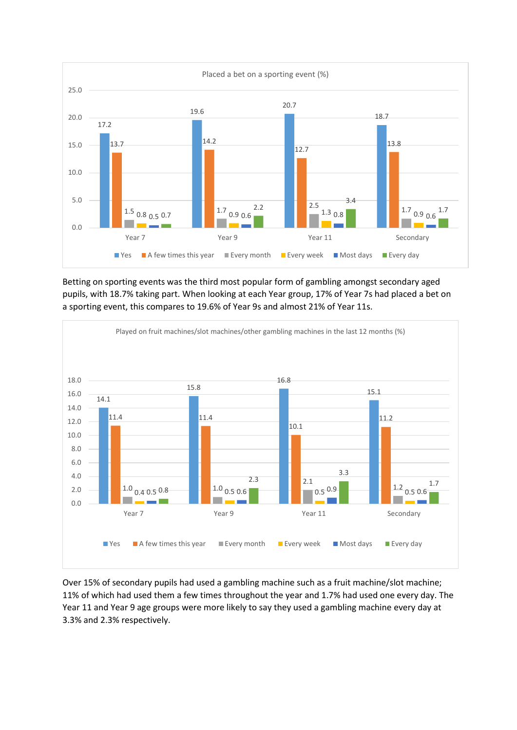Placed a bet on a sporting event (%)

| | Yes | A few times this year | Every month | Every week | Most days | Every day |
|---|---|---|---|---|---|---|
| Year 7 | 17.2 | 13.7 | 1.5 | 0.8 | 0.5 | 0.7 |
| Year 9 | 19.6 | 14.2 | 1.7 | 0.9 | 0.6 | 2.2 |
| Year 11 | 20.7 | 12.7 | 2.5 | 1.3 | 0.8 | 3.4 |
| Secondary | 18.7 | 13.8 | 1.7 | 0.9 | 0.6 | 1.7 |

Betting on sporting events was the third most popular form of gambling amongst secondary aged pupils, with 18.7% taking part. When looking at each Year group, 17% of Year 7s had placed a bet on a sporting event, this compares to 19.6% of Year 9s and almost 21% of Year 11s.

Played on fruit machines/slot machines/other gambling machines in the last 12 months (%)

| | Yes | A few times this year | Every month | Every week | Most days | Every day |
|---|---|---|---|---|---|---|
| Year 7 | 14.1 | 11.4 | 1.0 | 0.4 | 0.5 | 0.8 |
| Year 9 | 15.8 | 11.4 | 1.0 | 0.5 | 0.6 | 2.3 |
| Year 11 | 16.8 | 10.1 | 2.1 | 0.5 | 0.9 | 3.3 |
| Secondary | 15.1 | 11.2 | 1.2 | 0.5 | 0.6 | 1.7 |

Over 15% of secondary pupils had used a gambling machine such as a fruit machine/slot machine; 11% of which had used them a few times throughout the year and 1.7% had used one every day. The Year 11 and Year 9 age groups were more likely to say they used a gambling machine every day at 3.3% and 2.3% respectively.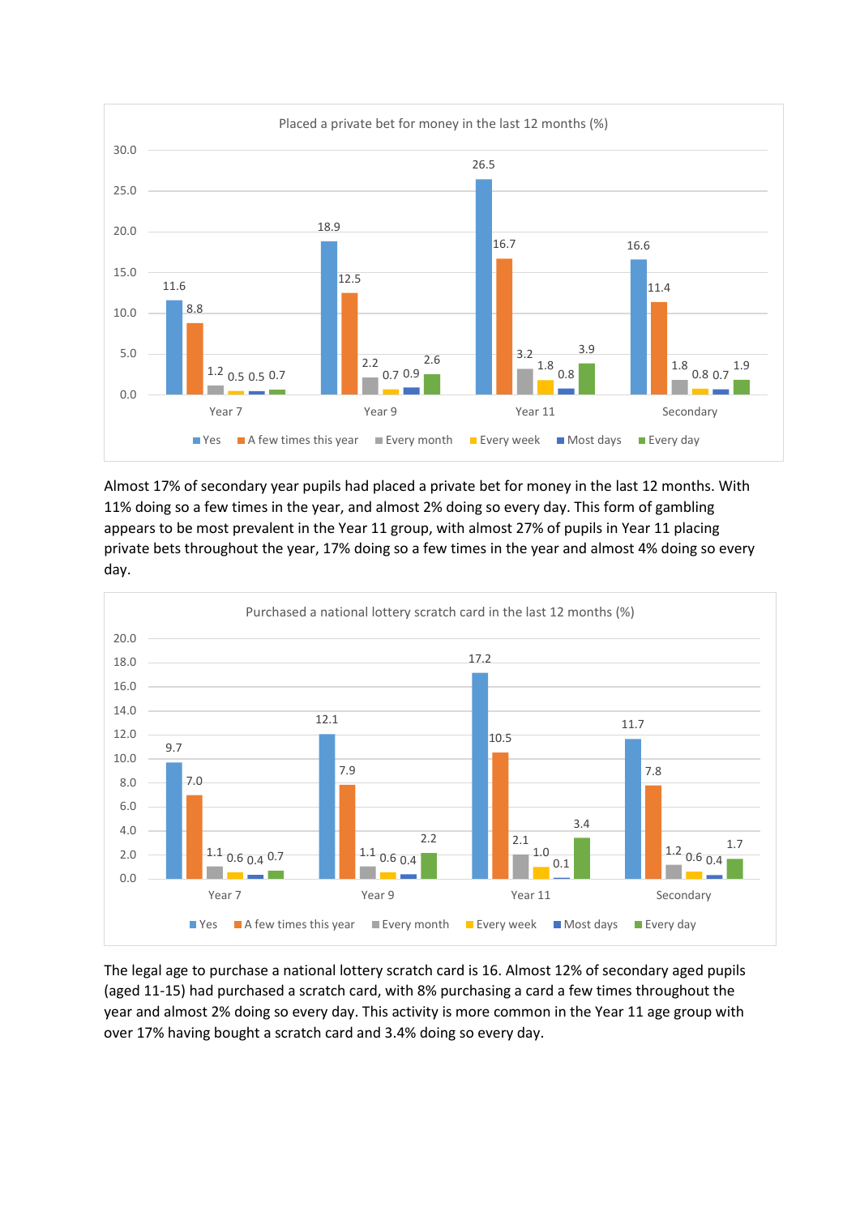**Placed a private bet for money in the last 12 months (%)**

| | Yes | A few times this year | Every month | Every week | Most days | Every day |
|---|---|---|---|---|---|---|
| Year 7 | 11.6 | 8.8 | 1.2 | 0.5 | 0.5 | 0.7 |
| Year 9 | 18.9 | 12.5 | 2.2 | 0.7 | 0.9 | 2.6 |
| Year 11 | 26.5 | 16.7 | 3.2 | 1.8 | 0.8 | 3.9 |
| Secondary | 16.6 | 11.4 | 1.8 | 0.8 | 0.7 | 1.9 |

Almost 17% of secondary year pupils had placed a private bet for money in the last 12 months. With 11% doing so a few times in the year, and almost 2% doing so every day. This form of gambling appears to be most prevalent in the Year 11 group, with almost 27% of pupils in Year 11 placing private bets throughout the year, 17% doing so a few times in the year and almost 4% doing so every day.

**Purchased a national lottery scratch card in the last 12 months (%)**

| | Yes | A few times this year | Every month | Every week | Most days | Every day |
|---|---|---|---|---|---|---|
| Year 7 | 9.7 | 7.0 | 1.1 | 0.6 | 0.4 | 0.7 |
| Year 9 | 12.1 | 7.9 | 1.1 | 0.6 | 0.4 | 2.2 |
| Year 11 | 17.2 | 10.5 | 2.1 | 1.0 | 0.1 | 3.4 |
| Secondary | 11.7 | 7.8 | 1.2 | 0.6 | 0.4 | 1.7 |

The legal age to purchase a national lottery scratch card is 16. Almost 12% of secondary aged pupils (aged 11-15) had purchased a scratch card, with 8% purchasing a card a few times throughout the year and almost 2% doing so every day. This activity is more common in the Year 11 age group with over 17% having bought a scratch card and 3.4% doing so every day.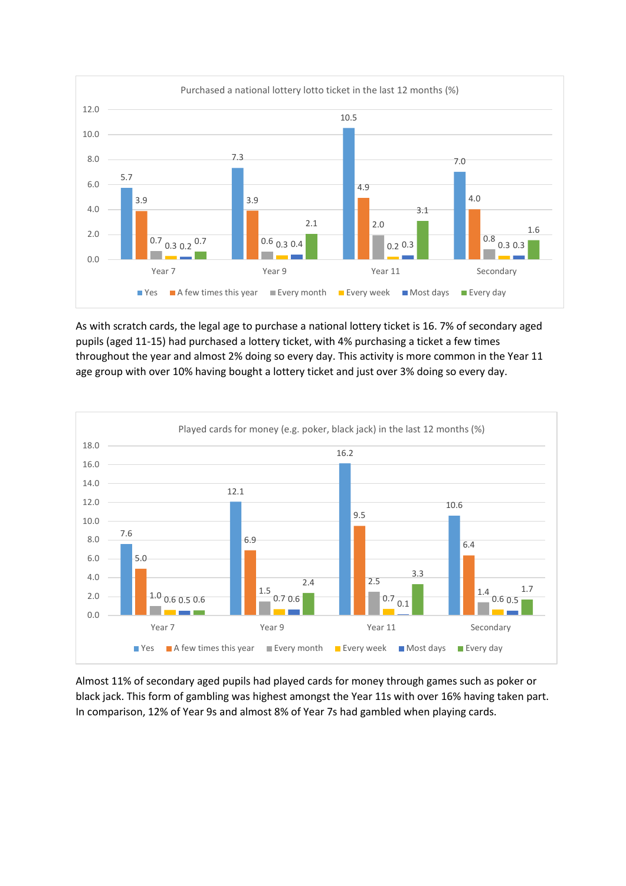Purchased a national lottery lotto ticket in the last 12 months (%)

| | Yes | A few times this year | Every month | Every week | Most days | Every day |
|---|---|---|---|---|---|---|
| Year 7 | 5.7 | 3.9 | 0.7 | 0.3 | 0.2 | 0.7 |
| Year 9 | 7.3 | 3.9 | 0.6 | 0.3 | 0.4 | 2.1 |
| Year 11 | 10.5 | 4.9 | 2.0 | 0.2 | 0.3 | 3.1 |
| Secondary | 7.0 | 4.0 | 0.8 | 0.3 | 0.3 | 1.6 |

As with scratch cards, the legal age to purchase a national lottery ticket is 16. 7% of secondary aged pupils (aged 11-15) had purchased a lottery ticket, with 4% purchasing a ticket a few times throughout the year and almost 2% doing so every day. This activity is more common in the Year 11 age group with over 10% having bought a lottery ticket and just over 3% doing so every day.

Played cards for money (e.g. poker, black jack) in the last 12 months (%)

| | Yes | A few times this year | Every month | Every week | Most days | Every day |
|---|---|---|---|---|---|---|
| Year 7 | 7.6 | 5.0 | 1.0 | 0.6 | 0.5 | 0.6 |
| Year 9 | 12.1 | 6.9 | 1.5 | 0.7 | 0.6 | 2.4 |
| Year 11 | 16.2 | 9.5 | 2.5 | 0.7 | 0.1 | 3.3 |
| Secondary | 10.6 | 6.4 | 1.4 | 0.6 | 0.5 | 1.7 |

Almost 11% of secondary aged pupils had played cards for money through games such as poker or black jack. This form of gambling was highest amongst the Year 11s with over 16% having taken part. In comparison, 12% of Year 9s and almost 8% of Year 7s had gambled when playing cards.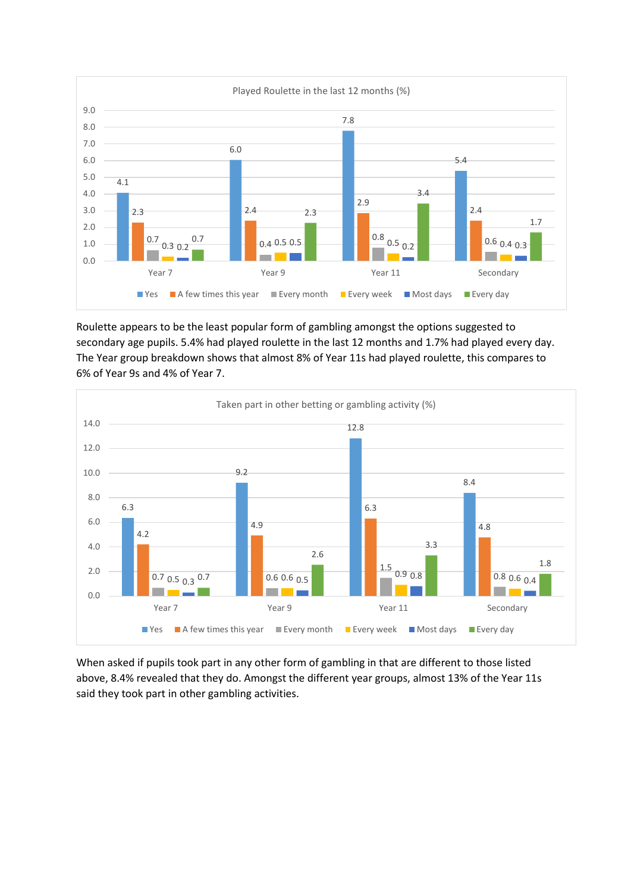**Played Roulette in the last 12 months (%)**

| | Yes | A few times this year | Every month | Every week | Most days | Every day |
|---|---|---|---|---|---|---|
| Year 7 | 4.1 | 2.3 | 0.7 | 0.3 | 0.2 | 0.7 |
| Year 9 | 6.0 | 2.4 | 0.4 | 0.5 | 0.5 | 2.3 |
| Year 11 | 7.8 | 2.9 | 0.8 | 0.5 | 0.2 | 3.4 |
| Secondary | 5.4 | 2.4 | 0.6 | 0.4 | 0.3 | 1.7 |

Roulette appears to be the least popular form of gambling amongst the options suggested to secondary age pupils. 5.4% had played roulette in the last 12 months and 1.7% had played every day. The Year group breakdown shows that almost 8% of Year 11s had played roulette, this compares to 6% of Year 9s and 4% of Year 7.

**Taken part in other betting or gambling activity (%)**

| | Yes | A few times this year | Every month | Every week | Most days | Every day |
|---|---|---|---|---|---|---|
| Year 7 | 6.3 | 4.2 | 0.7 | 0.5 | 0.3 | 0.7 |
| Year 9 | 9.2 | 4.9 | 0.6 | 0.6 | 0.5 | 2.6 |
| Year 11 | 12.8 | 6.3 | 1.5 | 0.9 | 0.8 | 3.3 |
| Secondary | 8.4 | 4.8 | 0.8 | 0.6 | 0.4 | 1.8 |

When asked if pupils took part in any other form of gambling in that are different to those listed above, 8.4% revealed that they do. Amongst the different year groups, almost 13% of the Year 11s said they took part in other gambling activities.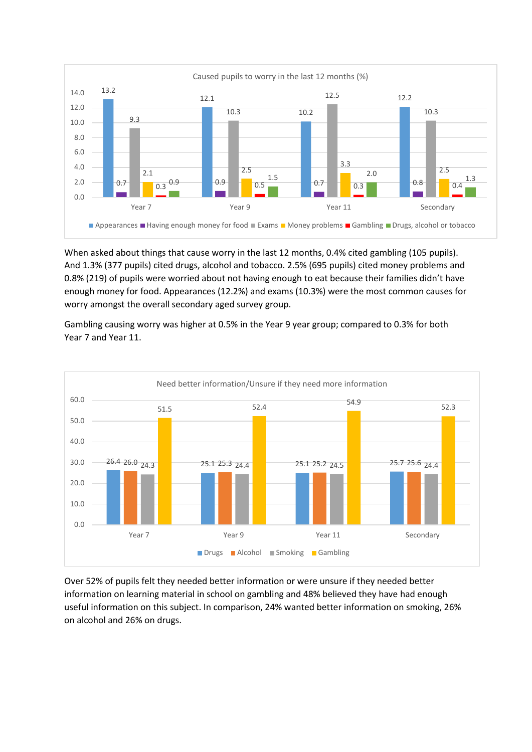Caused pupils to worry in the last 12 months (%)

| | Appearances | Having enough money for food | Exams | Money problems | Gambling | Drugs, alcohol or tobacco |
|---|---|---|---|---|---|---|
| Year 7 | 13.2 | 0.7 | 9.3 | 2.1 | 0.3 | 0.9 |
| Year 9 | 12.1 | 0.9 | 10.3 | 2.5 | 0.5 | 1.5 |
| Year 11 | 10.2 | 0.7 | 12.5 | 3.3 | 0.3 | 2.0 |
| Secondary | 12.2 | 0.8 | 10.3 | 2.5 | 0.4 | 1.3 |

When asked about things that cause worry in the last 12 months, 0.4% cited gambling (105 pupils). And 1.3% (377 pupils) cited drugs, alcohol and tobacco. 2.5% (695 pupils) cited money problems and 0.8% (219) of pupils were worried about not having enough to eat because their families didn't have enough money for food. Appearances (12.2%) and exams (10.3%) were the most common causes for worry amongst the overall secondary aged survey group.

Gambling causing worry was higher at 0.5% in the Year 9 year group; compared to 0.3% for both Year 7 and Year 11.

Need better information/Unsure if they need more information

| | Drugs | Alcohol | Smoking | Gambling |
|---|---|---|---|---|
| Year 7 | 26.4 | 26.0 | 24.3 | 51.5 |
| Year 9 | 25.1 | 25.3 | 24.4 | 52.4 |
| Year 11 | 25.1 | 25.2 | 24.5 | 54.9 |
| Secondary | 25.7 | 25.6 | 24.4 | 52.3 |

Over 52% of pupils felt they needed better information or were unsure if they needed better information on learning material in school on gambling and 48% believed they have had enough useful information on this subject. In comparison, 24% wanted better information on smoking, 26% on alcohol and 26% on drugs.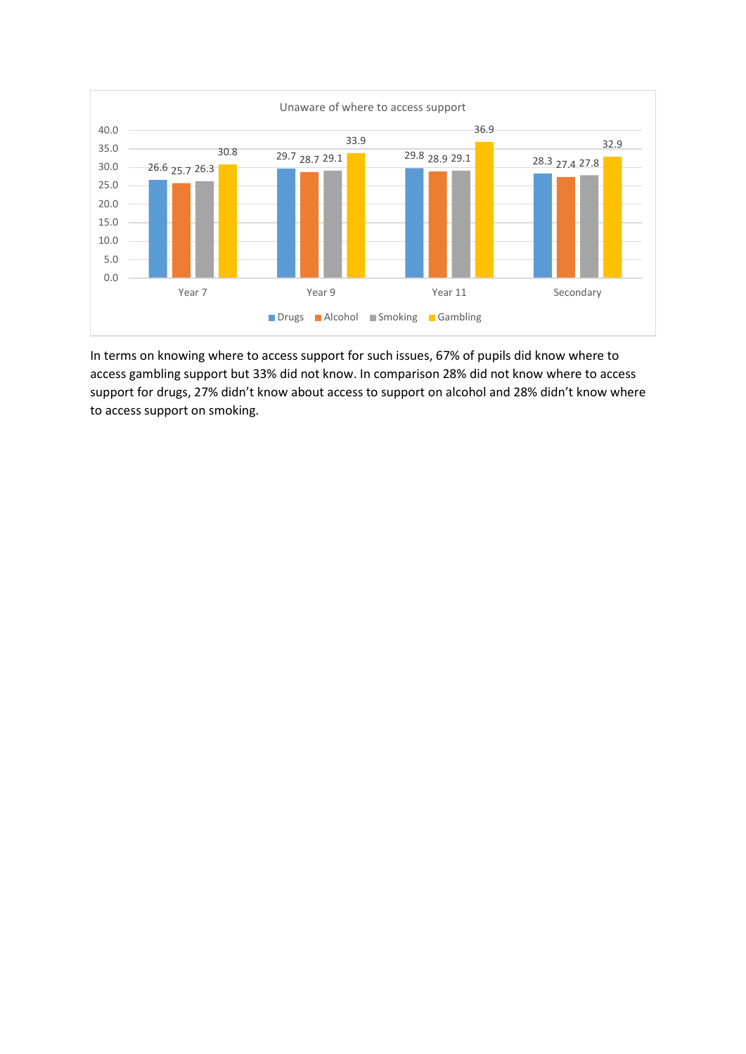Unaware of where to access support

| | Drugs | Alcohol | Smoking | Gambling |
|---|---|---|---|---|
| Year 7 | 26.6 | 25.7 | 26.3 | 30.8 |
| Year 9 | 29.7 | 28.7 | 29.1 | 33.9 |
| Year 11 | 29.8 | 28.9 | 29.1 | 36.9 |
| Secondary | 28.3 | 27.4 | 27.8 | 32.9 |

In terms on knowing where to access support for such issues, 67% of pupils did know where to access gambling support but 33% did not know. In comparison 28% did not know where to access support for drugs, 27% didn't know about access to support on alcohol and 28% didn't know where to access support on smoking.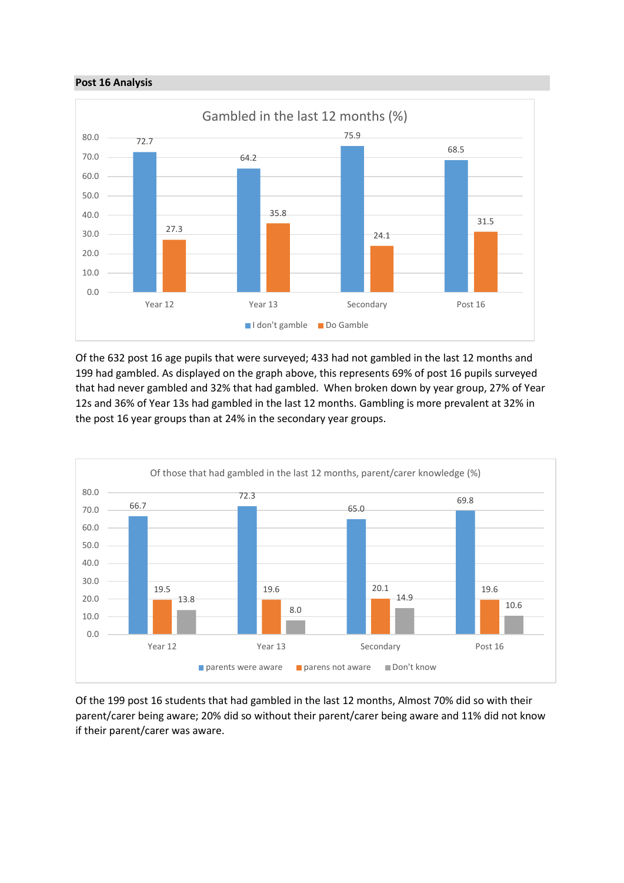## Post 16 Analysis

**Gambled in the last 12 months (%)**

| | I don't gamble | Do Gamble |
|---|---|---|
| Year 12 | 72.7 | 27.3 |
| Year 13 | 64.2 | 35.8 |
| Secondary | 75.9 | 24.1 |
| Post 16 | 68.5 | 31.5 |

Of the 632 post 16 age pupils that were surveyed; 433 had not gambled in the last 12 months and 199 had gambled. As displayed on the graph above, this represents 69% of post 16 pupils surveyed that had never gambled and 32% that had gambled. When broken down by year group, 27% of Year 12s and 36% of Year 13s had gambled in the last 12 months. Gambling is more prevalent at 32% in the post 16 year groups than at 24% in the secondary year groups.

**Of those that had gambled in the last 12 months, parent/carer knowledge (%)**

| | parents were aware | parens not aware | Don't know |
|---|---|---|---|
| Year 12 | 66.7 | 19.5 | 13.8 |
| Year 13 | 72.3 | 19.6 | 8.0 |
| Secondary | 65.0 | 20.1 | 14.9 |
| Post 16 | 69.8 | 19.6 | 10.6 |

Of the 199 post 16 students that had gambled in the last 12 months, Almost 70% did so with their parent/carer being aware; 20% did so without their parent/carer being aware and 11% did not know if their parent/carer was aware.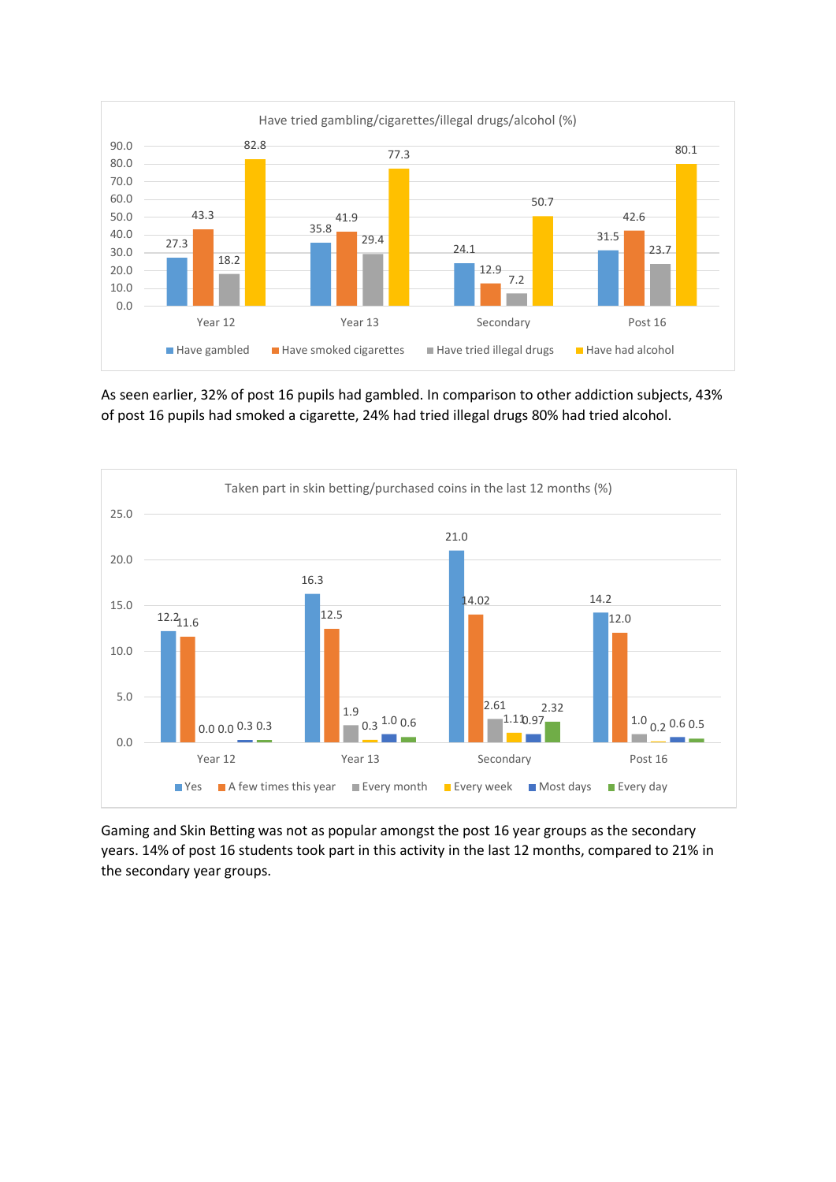Have tried gambling/cigarettes/illegal drugs/alcohol (%)

| | Have gambled | Have smoked cigarettes | Have tried illegal drugs | Have had alcohol |
|---|---|---|---|---|
| Year 12 | 27.3 | 43.3 | 18.2 | 82.8 |
| Year 13 | 35.8 | 41.9 | 29.4 | 77.3 |
| Secondary | 24.1 | 12.9 | 7.2 | 50.7 |
| Post 16 | 31.5 | 42.6 | 23.7 | 80.1 |

As seen earlier, 32% of post 16 pupils had gambled. In comparison to other addiction subjects, 43% of post 16 pupils had smoked a cigarette, 24% had tried illegal drugs 80% had tried alcohol.

Taken part in skin betting/purchased coins in the last 12 months (%)

| | Yes | A few times this year | Every month | Every week | Most days | Every day |
|---|---|---|---|---|---|---|
| Year 12 | 12.2 | 11.6 | 0.0 | 0.0 | 0.3 | 0.3 |
| Year 13 | 16.3 | 12.5 | 1.9 | 0.3 | 1.0 | 0.6 |
| Secondary | 21.0 | 14.02 | 2.61 | 1.11 | 0.97 | 2.32 |
| Post 16 | 14.2 | 12.0 | 1.0 | 0.2 | 0.6 | 0.5 |

Gaming and Skin Betting was not as popular amongst the post 16 year groups as the secondary years. 14% of post 16 students took part in this activity in the last 12 months, compared to 21% in the secondary year groups.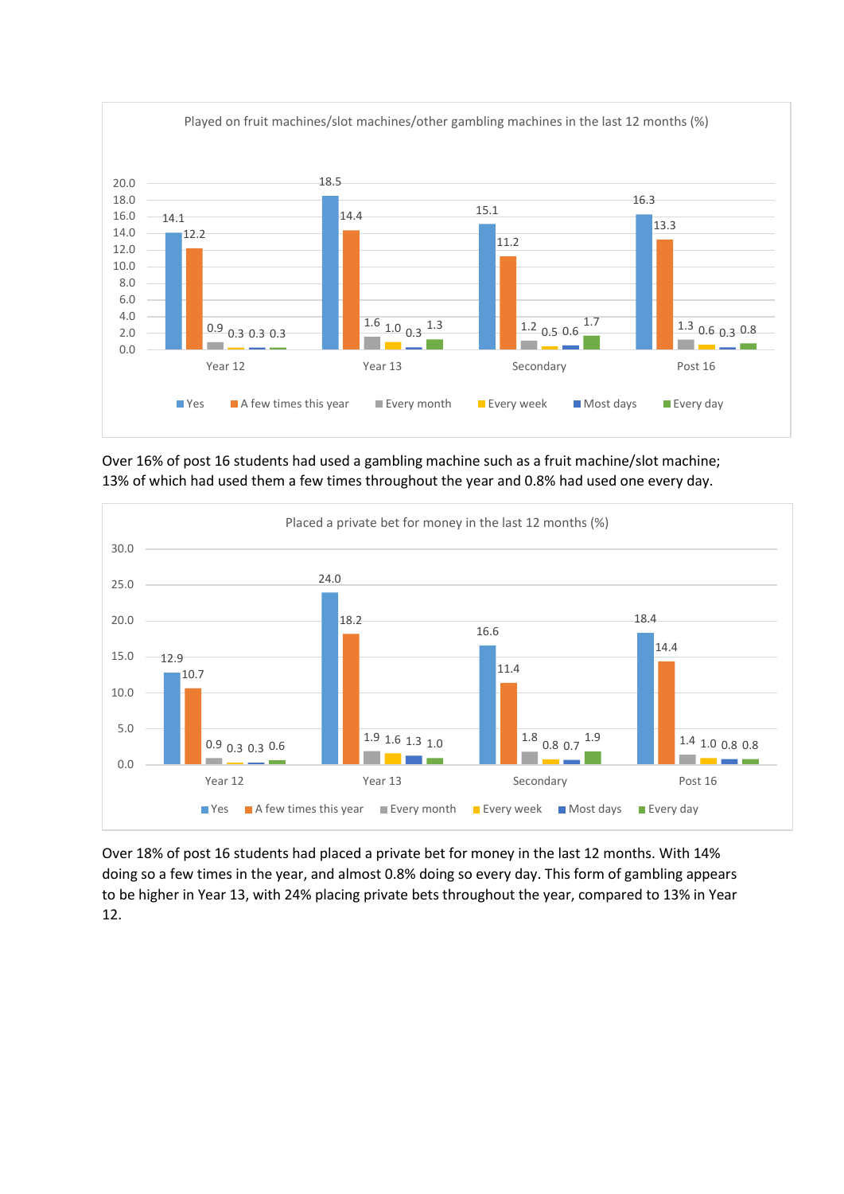**Played on fruit machines/slot machines/other gambling machines in the last 12 months (%)**

| | Yes | A few times this year | Every month | Every week | Most days | Every day |
|---|---|---|---|---|---|---|
| Year 12 | 14.1 | 12.2 | 0.9 | 0.3 | 0.3 | 0.3 |
| Year 13 | 18.5 | 14.4 | 1.6 | 1.0 | 0.3 | 1.3 |
| Secondary | 15.1 | 11.2 | 1.2 | 0.5 | 0.6 | 1.7 |
| Post 16 | 16.3 | 13.3 | 1.3 | 0.6 | 0.3 | 0.8 |

Over 16% of post 16 students had used a gambling machine such as a fruit machine/slot machine; 13% of which had used them a few times throughout the year and 0.8% had used one every day.

**Placed a private bet for money in the last 12 months (%)**

| | Yes | A few times this year | Every month | Every week | Most days | Every day |
|---|---|---|---|---|---|---|
| Year 12 | 12.9 | 10.7 | 0.9 | 0.3 | 0.3 | 0.6 |
| Year 13 | 24.0 | 18.2 | 1.9 | 1.6 | 1.3 | 1.0 |
| Secondary | 16.6 | 11.4 | 1.8 | 0.8 | 0.7 | 1.9 |
| Post 16 | 18.4 | 14.4 | 1.4 | 1.0 | 0.8 | 0.8 |

Over 18% of post 16 students had placed a private bet for money in the last 12 months. With 14% doing so a few times in the year, and almost 0.8% doing so every day. This form of gambling appears to be higher in Year 13, with 24% placing private bets throughout the year, compared to 13% in Year 12.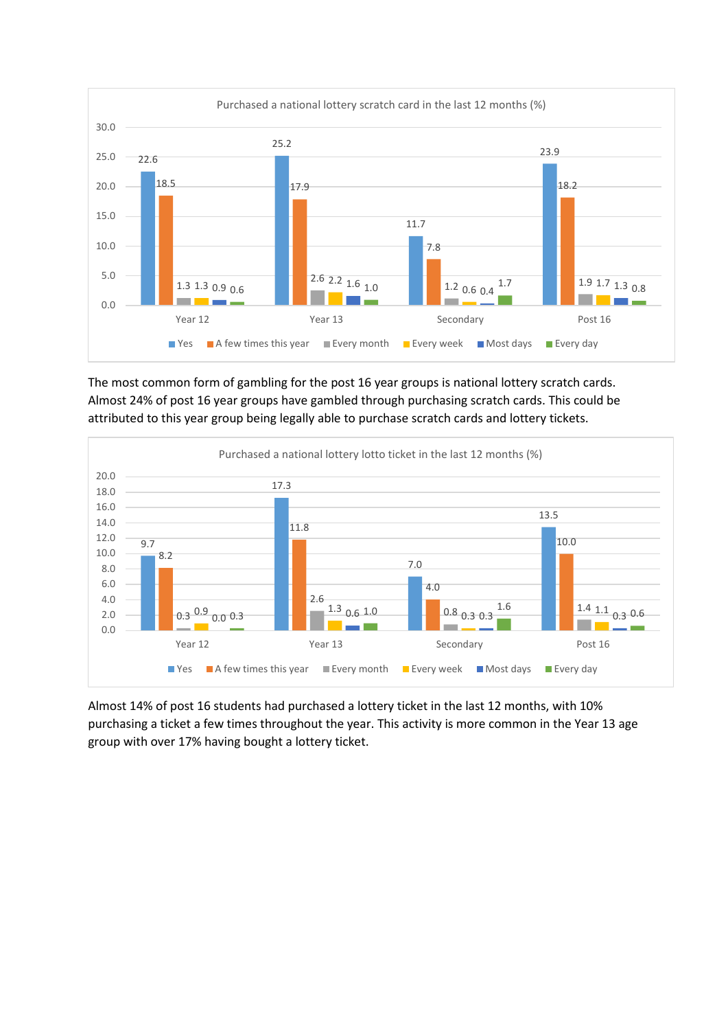Purchased a national lottery scratch card in the last 12 months (%)

| | Yes | A few times this year | Every month | Every week | Most days | Every day |
|---|---|---|---|---|---|---|
| Year 12 | 22.6 | 18.5 | 1.3 | 1.3 | 0.9 | 0.6 |
| Year 13 | 25.2 | 17.9 | 2.6 | 2.2 | 1.6 | 1.0 |
| Secondary | 11.7 | 7.8 | 1.2 | 0.6 | 0.4 | 1.7 |
| Post 16 | 23.9 | 18.2 | 1.9 | 1.7 | 1.3 | 0.8 |

The most common form of gambling for the post 16 year groups is national lottery scratch cards. Almost 24% of post 16 year groups have gambled through purchasing scratch cards. This could be attributed to this year group being legally able to purchase scratch cards and lottery tickets.

Purchased a national lottery lotto ticket in the last 12 months (%)

| | Yes | A few times this year | Every month | Every week | Most days | Every day |
|---|---|---|---|---|---|---|
| Year 12 | 9.7 | 8.2 | 0.3 | 0.9 | 0.0 | 0.3 |
| Year 13 | 17.3 | 11.8 | 2.6 | 1.3 | 0.6 | 1.0 |
| Secondary | 7.0 | 4.0 | 0.8 | 0.3 | 0.3 | 1.6 |
| Post 16 | 13.5 | 10.0 | 1.4 | 1.1 | 0.3 | 0.6 |

Almost 14% of post 16 students had purchased a lottery ticket in the last 12 months, with 10% purchasing a ticket a few times throughout the year. This activity is more common in the Year 13 age group with over 17% having bought a lottery ticket.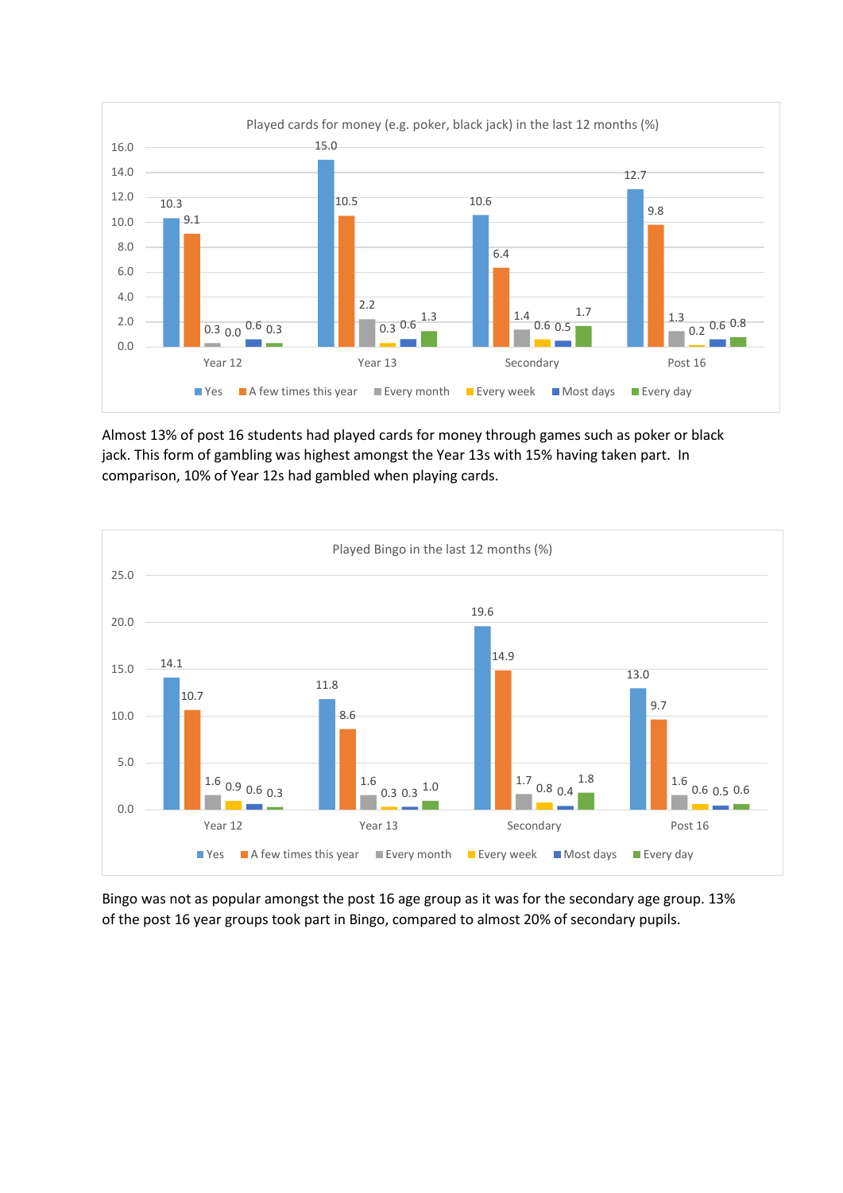Played cards for money (e.g. poker, black jack) in the last 12 months (%)

| | Yes | A few times this year | Every month | Every week | Most days | Every day |
|---|---|---|---|---|---|---|
| Year 12 | 10.3 | 9.1 | 0.3 | 0.0 | 0.6 | 0.3 |
| Year 13 | 15.0 | 10.5 | 2.2 | 0.3 | 0.6 | 1.3 |
| Secondary | 10.6 | 6.4 | 1.4 | 0.6 | 0.5 | 1.7 |
| Post 16 | 12.7 | 9.8 | 1.3 | 0.2 | 0.6 | 0.8 |

Almost 13% of post 16 students had played cards for money through games such as poker or black jack. This form of gambling was highest amongst the Year 13s with 15% having taken part. In comparison, 10% of Year 12s had gambled when playing cards.

Played Bingo in the last 12 months (%)

| | Yes | A few times this year | Every month | Every week | Most days | Every day |
|---|---|---|---|---|---|---|
| Year 12 | 14.1 | 10.7 | 1.6 | 0.9 | 0.6 | 0.3 |
| Year 13 | 11.8 | 8.6 | 1.6 | 0.3 | 0.3 | 1.0 |
| Secondary | 19.6 | 14.9 | 1.7 | 0.8 | 0.4 | 1.8 |
| Post 16 | 13.0 | 9.7 | 1.6 | 0.6 | 0.5 | 0.6 |

Bingo was not as popular amongst the post 16 age group as it was for the secondary age group. 13% of the post 16 year groups took part in Bingo, compared to almost 20% of secondary pupils.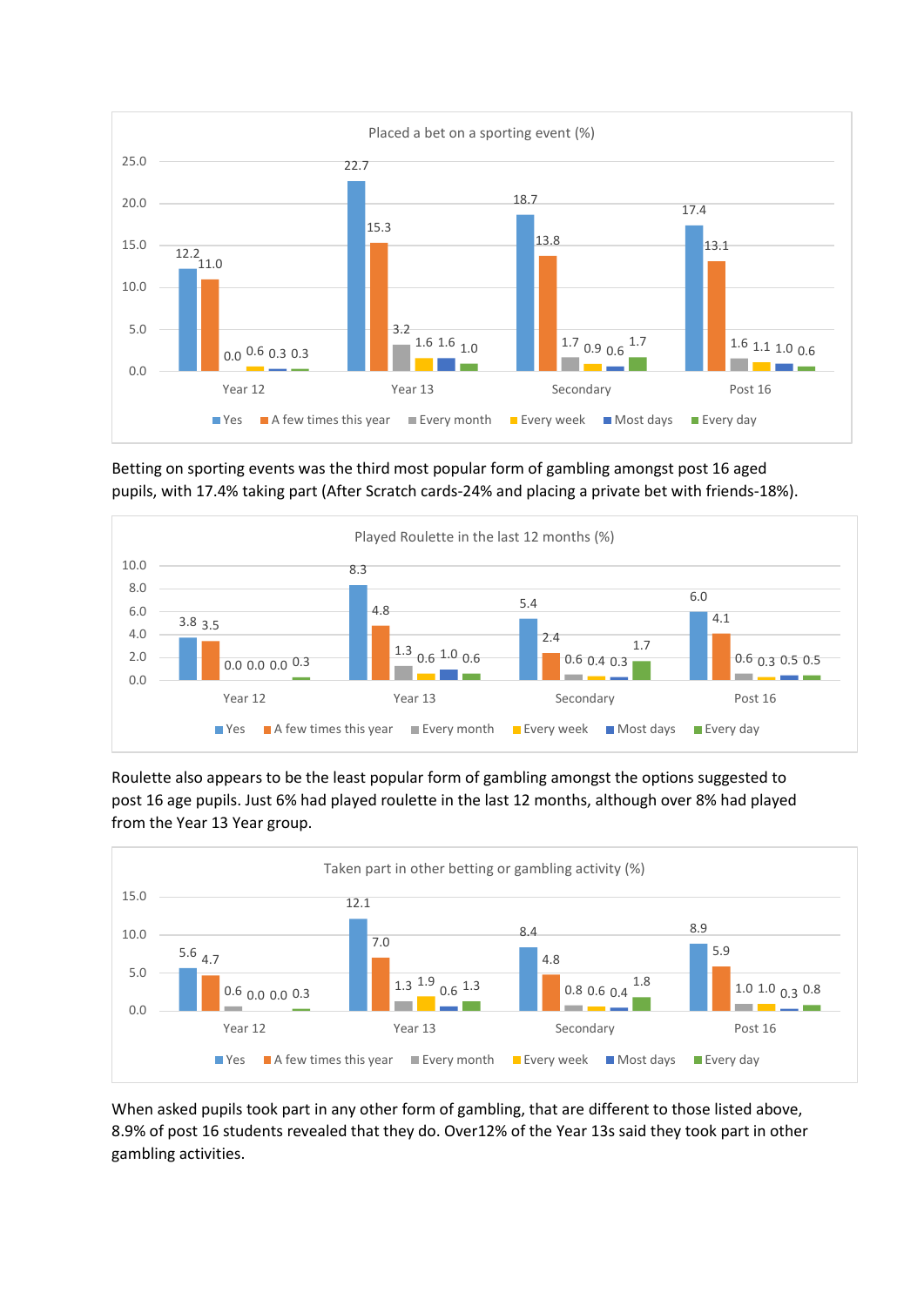**Placed a bet on a sporting event (%)**

| | Yes | A few times this year | Every month | Every week | Most days | Every day |
|---|---|---|---|---|---|---|
| Year 12 | 12.2 | 11.0 | 0.0 | 0.6 | 0.3 | 0.3 |
| Year 13 | 22.7 | 15.3 | 3.2 | 1.6 | 1.6 | 1.0 |
| Secondary | 18.7 | 13.8 | 1.7 | 0.9 | 0.6 | 1.7 |
| Post 16 | 17.4 | 13.1 | 1.6 | 1.1 | 1.0 | 0.6 |

Betting on sporting events was the third most popular form of gambling amongst post 16 aged pupils, with 17.4% taking part (After Scratch cards-24% and placing a private bet with friends-18%).

**Played Roulette in the last 12 months (%)**

| | Yes | A few times this year | Every month | Every week | Most days | Every day |
|---|---|---|---|---|---|---|
| Year 12 | 3.8 | 3.5 | 0.0 | 0.0 | 0.0 | 0.3 |
| Year 13 | 8.3 | 4.8 | 1.3 | 0.6 | 1.0 | 0.6 |
| Secondary | 5.4 | 2.4 | 0.6 | 0.4 | 0.3 | 1.7 |
| Post 16 | 6.0 | 4.1 | 0.6 | 0.3 | 0.5 | 0.5 |

Roulette also appears to be the least popular form of gambling amongst the options suggested to post 16 age pupils. Just 6% had played roulette in the last 12 months, although over 8% had played from the Year 13 Year group.

**Taken part in other betting or gambling activity (%)**

| | Yes | A few times this year | Every month | Every week | Most days | Every day |
|---|---|---|---|---|---|---|
| Year 12 | 5.6 | 4.7 | 0.6 | 0.0 | 0.0 | 0.3 |
| Year 13 | 12.1 | 7.0 | 1.3 | 1.9 | 0.6 | 1.3 |
| Secondary | 8.4 | 4.8 | 0.8 | 0.6 | 0.4 | 1.8 |
| Post 16 | 8.9 | 5.9 | 1.0 | 1.0 | 0.3 | 0.8 |

When asked pupils took part in any other form of gambling, that are different to those listed above, 8.9% of post 16 students revealed that they do. Over12% of the Year 13s said they took part in other gambling activities.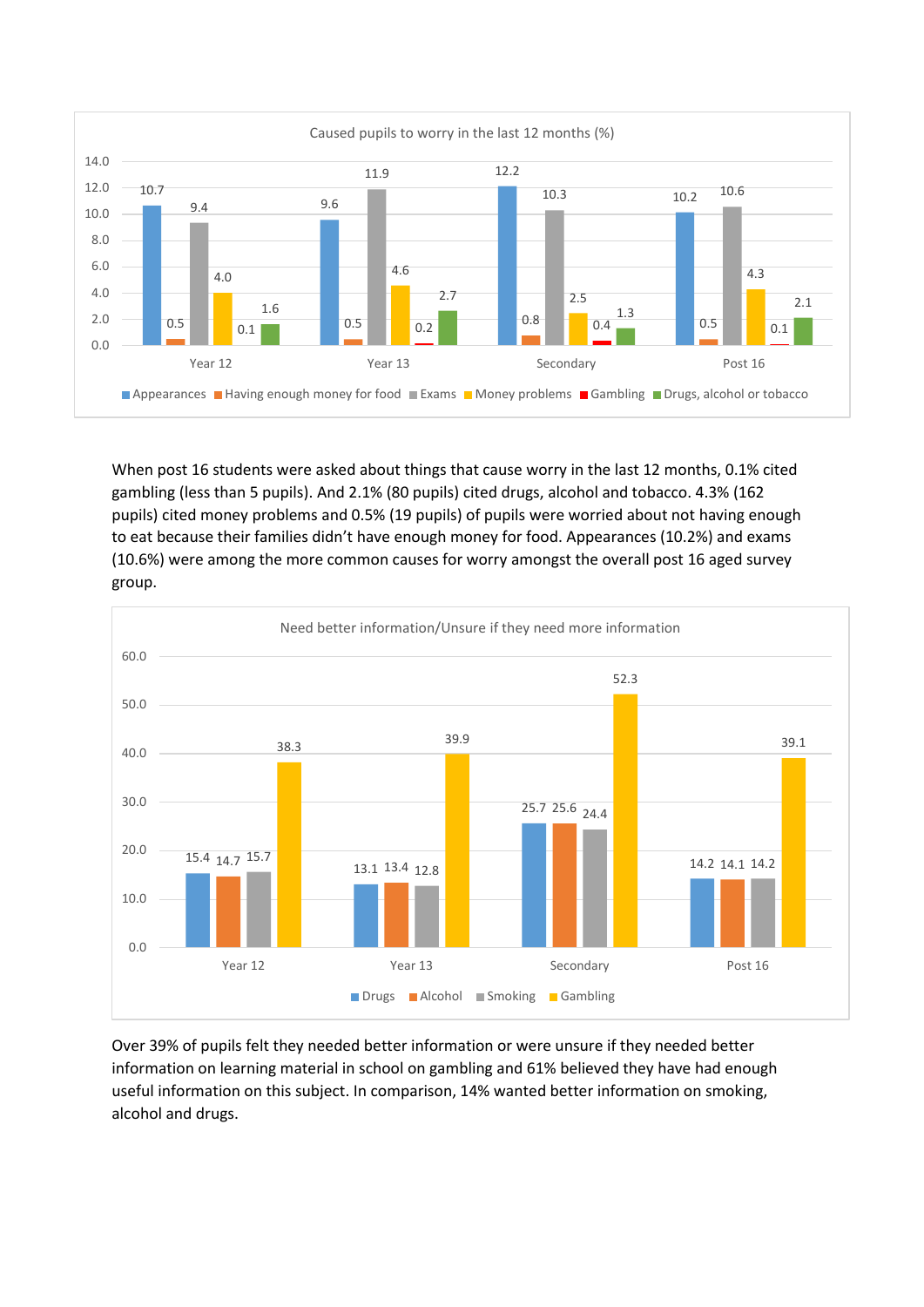**Caused pupils to worry in the last 12 months (%)**

| | Appearances | Having enough money for food | Exams | Money problems | Gambling | Drugs, alcohol or tobacco |
|---|---|---|---|---|---|---|
| Year 12 | 10.7 | 0.5 | 9.4 | 4.0 | 0.1 | 1.6 |
| Year 13 | 9.6 | 0.5 | 11.9 | 4.6 | 0.2 | 2.7 |
| Secondary | 12.2 | 0.8 | 10.3 | 2.5 | 0.4 | 1.3 |
| Post 16 | 10.2 | 0.5 | 10.6 | 4.3 | 0.1 | 2.1 |

When post 16 students were asked about things that cause worry in the last 12 months, 0.1% cited gambling (less than 5 pupils). And 2.1% (80 pupils) cited drugs, alcohol and tobacco. 4.3% (162 pupils) cited money problems and 0.5% (19 pupils) of pupils were worried about not having enough to eat because their families didn't have enough money for food. Appearances (10.2%) and exams (10.6%) were among the more common causes for worry amongst the overall post 16 aged survey group.

**Need better information/Unsure if they need more information**

| | Drugs | Alcohol | Smoking | Gambling |
|---|---|---|---|---|
| Year 12 | 15.4 | 14.7 | 15.7 | 38.3 |
| Year 13 | 13.1 | 13.4 | 12.8 | 39.9 |
| Secondary | 25.7 | 25.6 | 24.4 | 52.3 |
| Post 16 | 14.2 | 14.1 | 14.2 | 39.1 |

Over 39% of pupils felt they needed better information or were unsure if they needed better information on learning material in school on gambling and 61% believed they have had enough useful information on this subject. In comparison, 14% wanted better information on smoking, alcohol and drugs.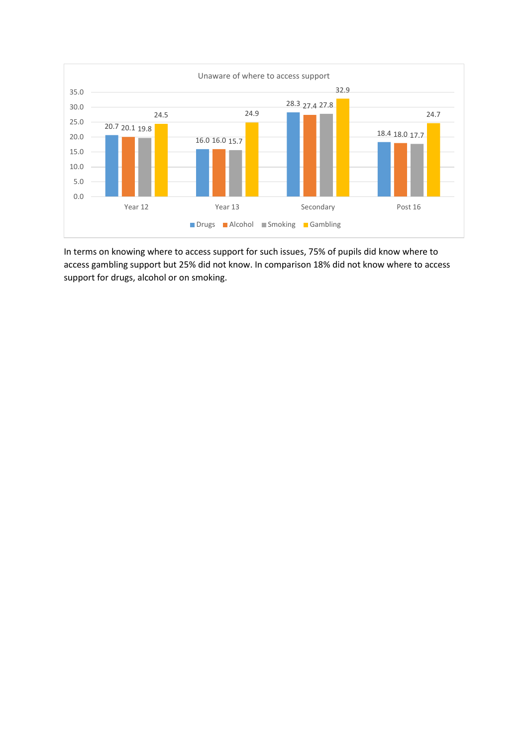Unaware of where to access support

35.0
30.0
25.0
20.0
15.0
10.0
5.0
0.0

20.7 20.1 19.8 24.5
16.0 16.0 15.7 24.9
28.3 27.4 27.8 32.9
18.4 18.0 17.7 24.7

Year 12
Year 13
Secondary
Post 16

Drugs
Alcohol
Smoking
Gambling

In terms on knowing where to access support for such issues, 75% of pupils did know where to access gambling support but 25% did not know. In comparison 18% did not know where to access support for drugs, alcohol or on smoking.